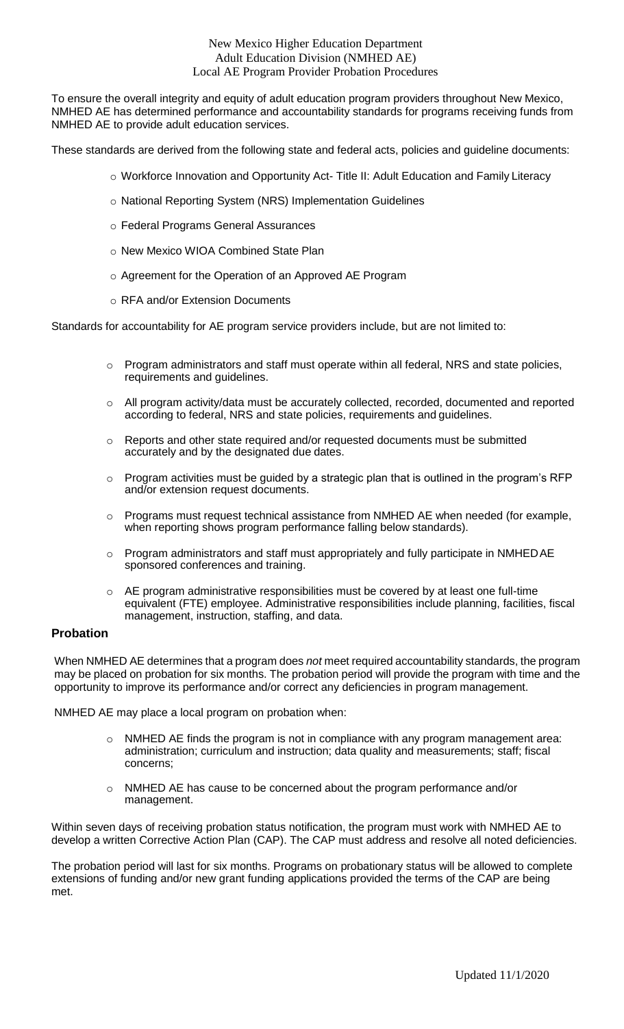New Mexico Higher Education Department
Adult Education Division (NMHED AE)
Local AE Program Provider Probation Procedures

To ensure the overall integrity and equity of adult education program providers throughout New Mexico, NMHED AE has determined performance and accountability standards for programs receiving funds from NMHED AE to provide adult education services.

These standards are derived from the following state and federal acts, policies and guideline documents:

- Workforce Innovation and Opportunity Act- Title II: Adult Education and Family Literacy
- National Reporting System (NRS) Implementation Guidelines
- Federal Programs General Assurances
- New Mexico WIOA Combined State Plan
- Agreement for the Operation of an Approved AE Program
- RFA and/or Extension Documents

Standards for accountability for AE program service providers include, but are not limited to:

- Program administrators and staff must operate within all federal, NRS and state policies, requirements and guidelines.
- All program activity/data must be accurately collected, recorded, documented and reported according to federal, NRS and state policies, requirements and guidelines.
- Reports and other state required and/or requested documents must be submitted accurately and by the designated due dates.
- Program activities must be guided by a strategic plan that is outlined in the program's RFP and/or extension request documents.
- Programs must request technical assistance from NMHED AE when needed (for example, when reporting shows program performance falling below standards).
- Program administrators and staff must appropriately and fully participate in NMHED AE sponsored conferences and training.
- AE program administrative responsibilities must be covered by at least one full-time equivalent (FTE) employee. Administrative responsibilities include planning, facilities, fiscal management, instruction, staffing, and data.

## Probation

When NMHED AE determines that a program does *not* meet required accountability standards, the program may be placed on probation for six months. The probation period will provide the program with time and the opportunity to improve its performance and/or correct any deficiencies in program management.

NMHED AE may place a local program on probation when:

- NMHED AE finds the program is not in compliance with any program management area: administration; curriculum and instruction; data quality and measurements; staff; fiscal concerns;
- NMHED AE has cause to be concerned about the program performance and/or management.

Within seven days of receiving probation status notification, the program must work with NMHED AE to develop a written Corrective Action Plan (CAP). The CAP must address and resolve all noted deficiencies.

The probation period will last for six months. Programs on probationary status will be allowed to complete extensions of funding and/or new grant funding applications provided the terms of the CAP are being met.

Updated 11/1/2020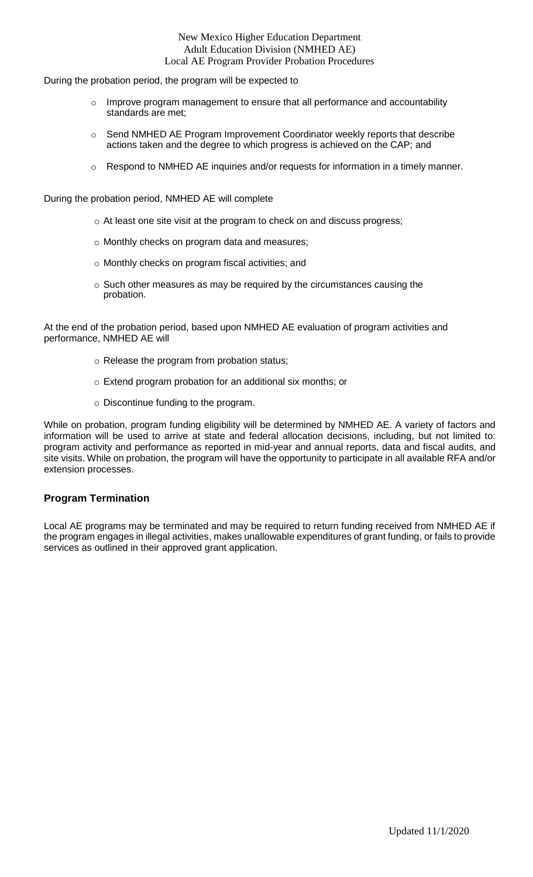During the probation period, the program will be expected to

- Improve program management to ensure that all performance and accountability standards are met;
- Send NMHED AE Program Improvement Coordinator weekly reports that describe actions taken and the degree to which progress is achieved on the CAP; and
- Respond to NMHED AE inquiries and/or requests for information in a timely manner.

During the probation period, NMHED AE will complete

- At least one site visit at the program to check on and discuss progress;
- Monthly checks on program data and measures;
- Monthly checks on program fiscal activities; and
- Such other measures as may be required by the circumstances causing the probation.

At the end of the probation period, based upon NMHED AE evaluation of program activities and performance, NMHED AE will

- Release the program from probation status;
- Extend program probation for an additional six months; or
- Discontinue funding to the program.

While on probation, program funding eligibility will be determined by NMHED AE. A variety of factors and information will be used to arrive at state and federal allocation decisions, including, but not limited to: program activity and performance as reported in mid-year and annual reports, data and fiscal audits, and site visits. While on probation, the program will have the opportunity to participate in all available RFA and/or extension processes.

## Program Termination

Local AE programs may be terminated and may be required to return funding received from NMHED AE if the program engages in illegal activities, makes unallowable expenditures of grant funding, or fails to provide services as outlined in their approved grant application.

Updated 11/1/2020